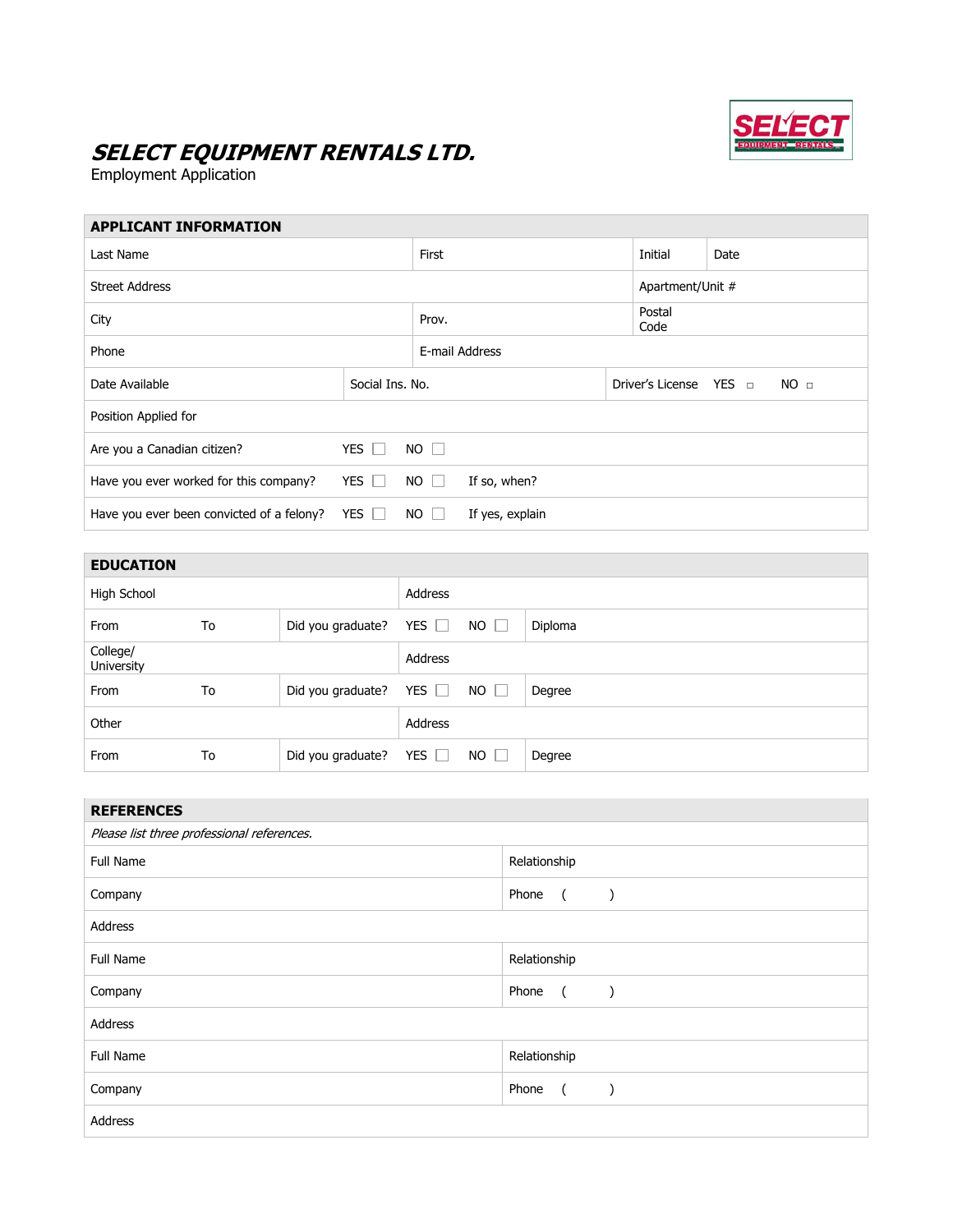# SELECT EQUIPMENT RENTALS LTD.

Employment Application

## APPLICANT INFORMATION

| | | | |
|---|---|---|---|
| Last Name | First | Initial | Date |
| Street Address | | Apartment/Unit # | |
| City | Prov. | Postal Code | |
| Phone | E-mail Address | | |
| Date Available | Social Ins. No. | Driver's License YES ☐ NO ☐ | |
| Position Applied for | | | |
| Are you a Canadian citizen? | YES ☐ NO ☐ | | |
| Have you ever worked for this company? | YES ☐ NO ☐ | If so, when? | |
| Have you ever been convicted of a felony? | YES ☐ NO ☐ | If yes, explain | |

## EDUCATION

| | | | | |
|---|---|---|---|---|
| High School | | Address | | |
| From | To | Did you graduate? | YES ☐ NO ☐ | Diploma |
| College/ University | | Address | | |
| From | To | Did you graduate? | YES ☐ NO ☐ | Degree |
| Other | | Address | | |
| From | To | Did you graduate? | YES ☐ NO ☐ | Degree |

## REFERENCES

*Please list three professional references.*

| | |
|---|---|
| Full Name | Relationship |
| Company | Phone ( ) |
| Address | |
| Full Name | Relationship |
| Company | Phone ( ) |
| Address | |
| Full Name | Relationship |
| Company | Phone ( ) |
| Address | |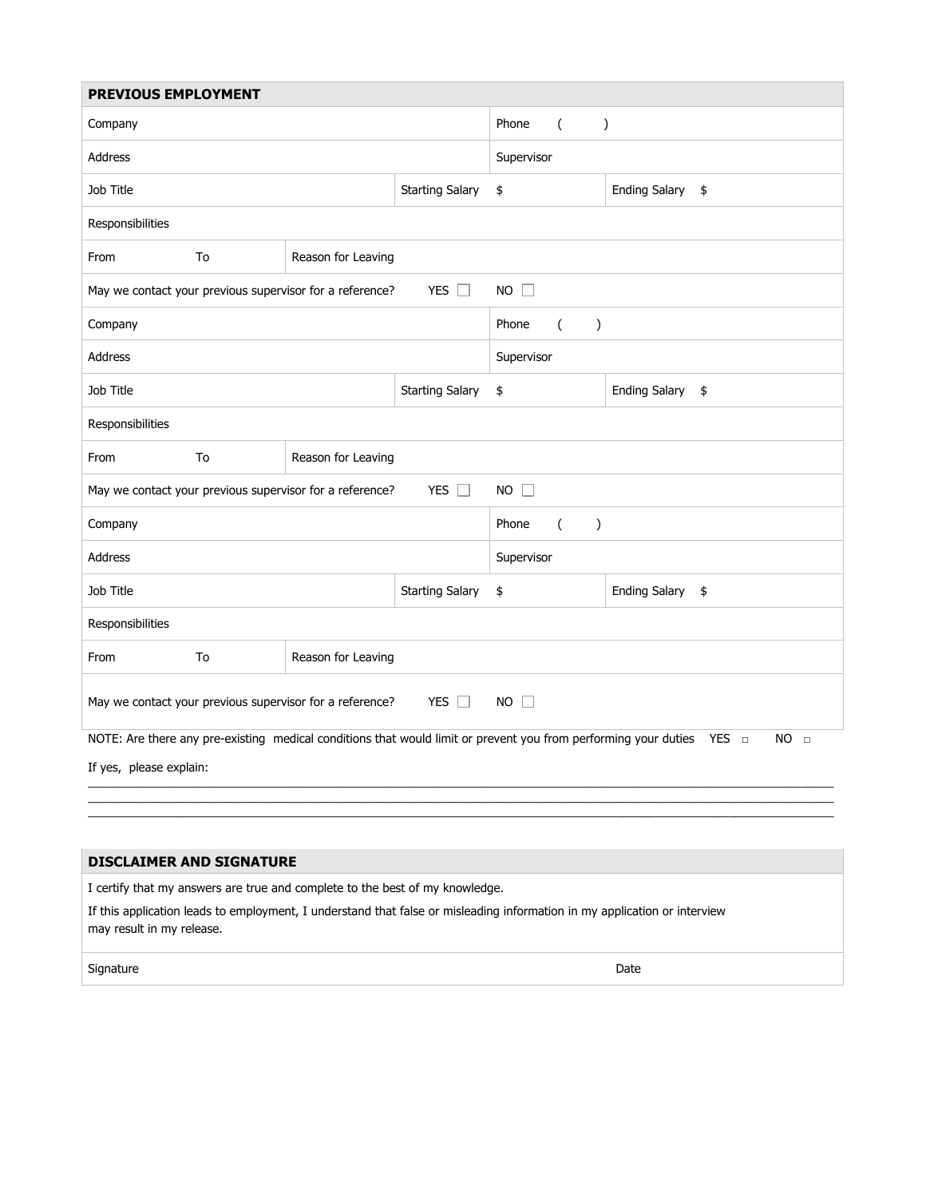## PREVIOUS EMPLOYMENT

| | | | |
|---|---|---|---|
| Company | | Phone ( ) | |
| Address | | Supervisor | |
| Job Title | Starting Salary | $ | Ending Salary $ |
| Responsibilities | | | |
| From To | Reason for Leaving | | |
| May we contact your previous supervisor for a reference? YES ☐ | | NO ☐ | |
| Company | | Phone ( ) | |
| Address | | Supervisor | |
| Job Title | Starting Salary | $ | Ending Salary $ |
| Responsibilities | | | |
| From To | Reason for Leaving | | |
| May we contact your previous supervisor for a reference? YES ☐ | | NO ☐ | |
| Company | | Phone ( ) | |
| Address | | Supervisor | |
| Job Title | Starting Salary | $ | Ending Salary $ |
| Responsibilities | | | |
| From To | Reason for Leaving | | |
| May we contact your previous supervisor for a reference? YES ☐ | | NO ☐ | |

NOTE: Are there any pre-existing medical conditions that would limit or prevent you from performing your duties YES ☐ NO ☐

If yes, please explain:

___________________________________________________________________________

___________________________________________________________________________

___________________________________________________________________________

## DISCLAIMER AND SIGNATURE

I certify that my answers are true and complete to the best of my knowledge.

If this application leads to employment, I understand that false or misleading information in my application or interview may result in my release.

| | |
|---|---|
| Signature | Date |